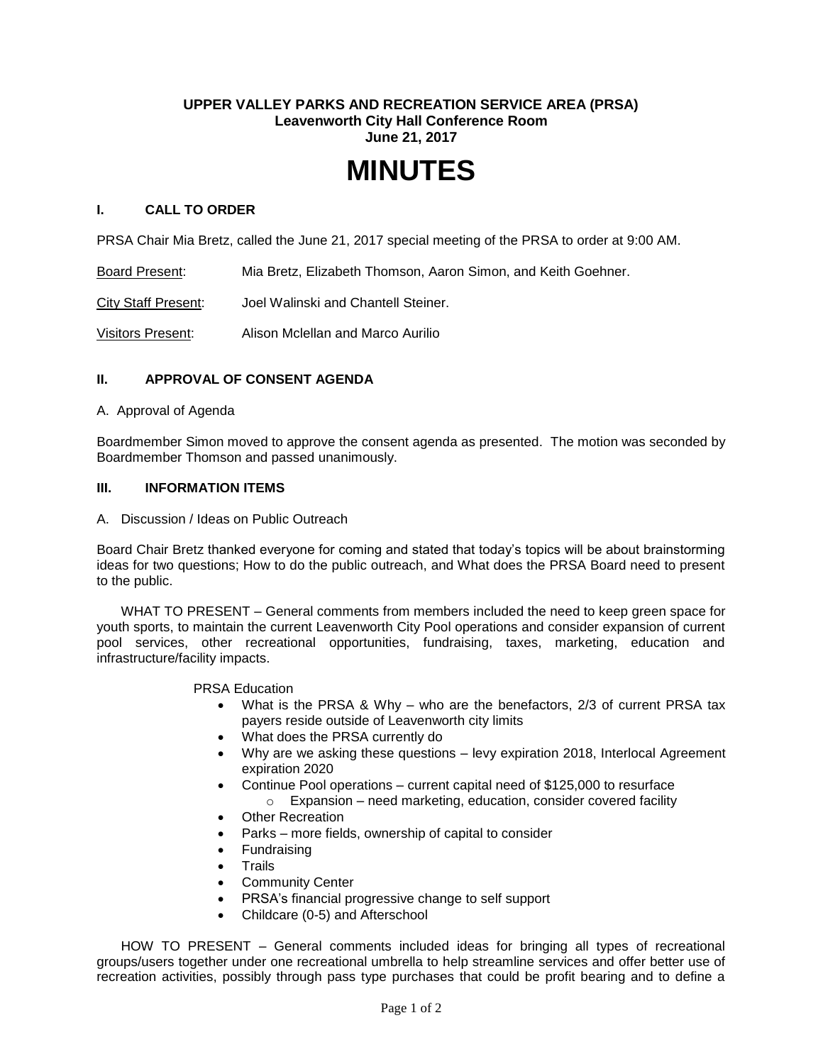**UPPER VALLEY PARKS AND RECREATION SERVICE AREA (PRSA)**
**Leavenworth City Hall Conference Room**
**June 21, 2017**

# MINUTES

## I. CALL TO ORDER

PRSA Chair Mia Bretz, called the June 21, 2017 special meeting of the PRSA to order at 9:00 AM.

Board Present: Mia Bretz, Elizabeth Thomson, Aaron Simon, and Keith Goehner.

City Staff Present: Joel Walinski and Chantell Steiner.

Visitors Present: Alison Mclellan and Marco Aurilio

## II. APPROVAL OF CONSENT AGENDA

A. Approval of Agenda

Boardmember Simon moved to approve the consent agenda as presented. The motion was seconded by Boardmember Thomson and passed unanimously.

## III. INFORMATION ITEMS

A. Discussion / Ideas on Public Outreach

Board Chair Bretz thanked everyone for coming and stated that today's topics will be about brainstorming ideas for two questions; How to do the public outreach, and What does the PRSA Board need to present to the public.

WHAT TO PRESENT – General comments from members included the need to keep green space for youth sports, to maintain the current Leavenworth City Pool operations and consider expansion of current pool services, other recreational opportunities, fundraising, taxes, marketing, education and infrastructure/facility impacts.

PRSA Education

- What is the PRSA & Why – who are the benefactors, 2/3 of current PRSA tax payers reside outside of Leavenworth city limits
- What does the PRSA currently do
- Why are we asking these questions – levy expiration 2018, Interlocal Agreement expiration 2020
- Continue Pool operations – current capital need of $125,000 to resurface
  - Expansion – need marketing, education, consider covered facility
- Other Recreation
- Parks – more fields, ownership of capital to consider
- Fundraising
- Trails
- Community Center
- PRSA's financial progressive change to self support
- Childcare (0-5) and Afterschool

HOW TO PRESENT – General comments included ideas for bringing all types of recreational groups/users together under one recreational umbrella to help streamline services and offer better use of recreation activities, possibly through pass type purchases that could be profit bearing and to define a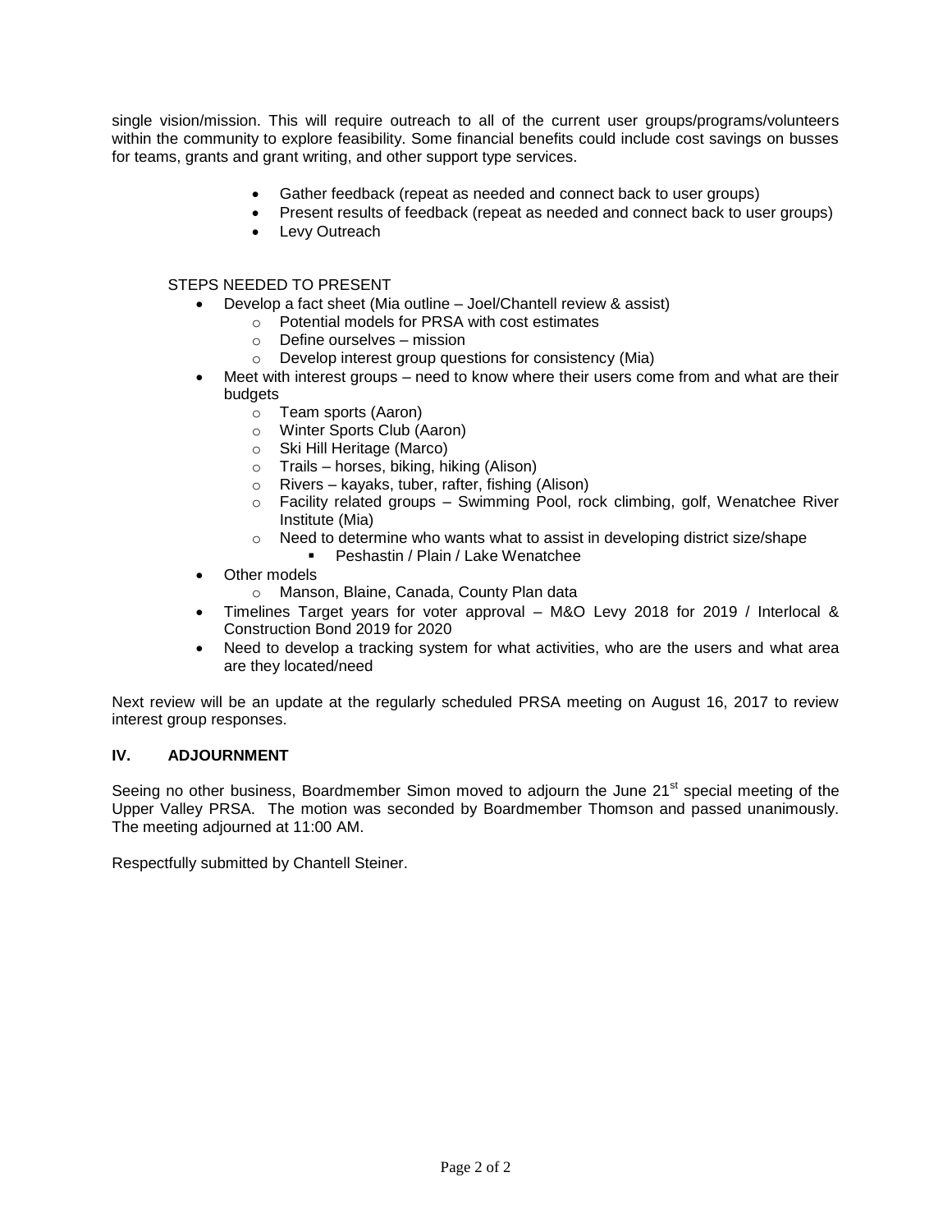single vision/mission. This will require outreach to all of the current user groups/programs/volunteers within the community to explore feasibility. Some financial benefits could include cost savings on busses for teams, grants and grant writing, and other support type services.

- Gather feedback (repeat as needed and connect back to user groups)
- Present results of feedback (repeat as needed and connect back to user groups)
- Levy Outreach

STEPS NEEDED TO PRESENT

- Develop a fact sheet (Mia outline – Joel/Chantell review & assist)
  - Potential models for PRSA with cost estimates
  - Define ourselves – mission
  - Develop interest group questions for consistency (Mia)
- Meet with interest groups – need to know where their users come from and what are their budgets
  - Team sports (Aaron)
  - Winter Sports Club (Aaron)
  - Ski Hill Heritage (Marco)
  - Trails – horses, biking, hiking (Alison)
  - Rivers – kayaks, tuber, rafter, fishing (Alison)
  - Facility related groups – Swimming Pool, rock climbing, golf, Wenatchee River Institute (Mia)
  - Need to determine who wants what to assist in developing district size/shape
    - Peshastin / Plain / Lake Wenatchee
- Other models
  - Manson, Blaine, Canada, County Plan data
- Timelines Target years for voter approval – M&O Levy 2018 for 2019 / Interlocal & Construction Bond 2019 for 2020
- Need to develop a tracking system for what activities, who are the users and what area are they located/need

Next review will be an update at the regularly scheduled PRSA meeting on August 16, 2017 to review interest group responses.

## IV. ADJOURNMENT

Seeing no other business, Boardmember Simon moved to adjourn the June 21st special meeting of the Upper Valley PRSA. The motion was seconded by Boardmember Thomson and passed unanimously. The meeting adjourned at 11:00 AM.

Respectfully submitted by Chantell Steiner.